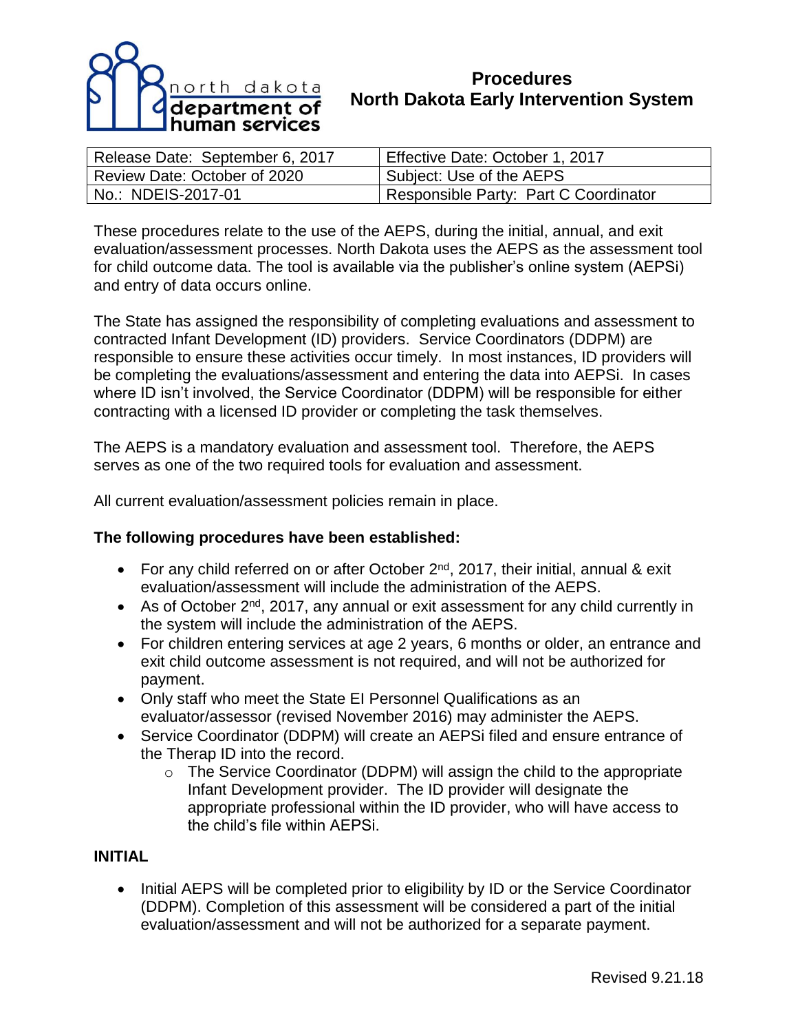north dakota department of human services

# Procedures
# North Dakota Early Intervention System

| Release Date: September 6, 2017 | Effective Date: October 1, 2017 |
|---|---|
| Review Date: October of 2020 | Subject: Use of the AEPS |
| No.: NDEIS-2017-01 | Responsible Party: Part C Coordinator |

These procedures relate to the use of the AEPS, during the initial, annual, and exit evaluation/assessment processes. North Dakota uses the AEPS as the assessment tool for child outcome data. The tool is available via the publisher's online system (AEPSi) and entry of data occurs online.

The State has assigned the responsibility of completing evaluations and assessment to contracted Infant Development (ID) providers. Service Coordinators (DDPM) are responsible to ensure these activities occur timely. In most instances, ID providers will be completing the evaluations/assessment and entering the data into AEPSi. In cases where ID isn't involved, the Service Coordinator (DDPM) will be responsible for either contracting with a licensed ID provider or completing the task themselves.

The AEPS is a mandatory evaluation and assessment tool. Therefore, the AEPS serves as one of the two required tools for evaluation and assessment.

All current evaluation/assessment policies remain in place.

**The following procedures have been established:**

- For any child referred on or after October 2nd, 2017, their initial, annual & exit evaluation/assessment will include the administration of the AEPS.
- As of October 2nd, 2017, any annual or exit assessment for any child currently in the system will include the administration of the AEPS.
- For children entering services at age 2 years, 6 months or older, an entrance and exit child outcome assessment is not required, and will not be authorized for payment.
- Only staff who meet the State EI Personnel Qualifications as an evaluator/assessor (revised November 2016) may administer the AEPS.
- Service Coordinator (DDPM) will create an AEPSi filed and ensure entrance of the Therap ID into the record.
  - The Service Coordinator (DDPM) will assign the child to the appropriate Infant Development provider. The ID provider will designate the appropriate professional within the ID provider, who will have access to the child's file within AEPSi.

**INITIAL**

- Initial AEPS will be completed prior to eligibility by ID or the Service Coordinator (DDPM). Completion of this assessment will be considered a part of the initial evaluation/assessment and will not be authorized for a separate payment.

Revised 9.21.18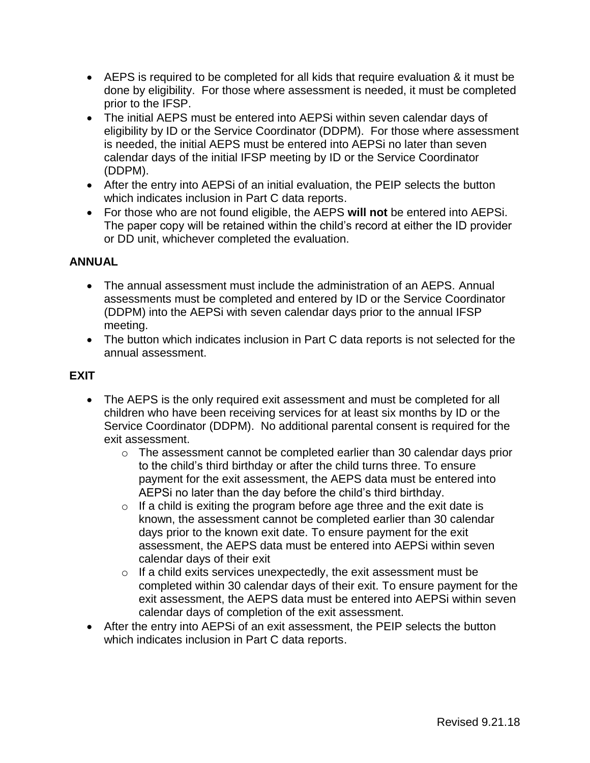- AEPS is required to be completed for all kids that require evaluation & it must be done by eligibility. For those where assessment is needed, it must be completed prior to the IFSP.
- The initial AEPS must be entered into AEPSi within seven calendar days of eligibility by ID or the Service Coordinator (DDPM). For those where assessment is needed, the initial AEPS must be entered into AEPSi no later than seven calendar days of the initial IFSP meeting by ID or the Service Coordinator (DDPM).
- After the entry into AEPSi of an initial evaluation, the PEIP selects the button which indicates inclusion in Part C data reports.
- For those who are not found eligible, the AEPS **will not** be entered into AEPSi. The paper copy will be retained within the child's record at either the ID provider or DD unit, whichever completed the evaluation.

**ANNUAL**

- The annual assessment must include the administration of an AEPS. Annual assessments must be completed and entered by ID or the Service Coordinator (DDPM) into the AEPSi with seven calendar days prior to the annual IFSP meeting.
- The button which indicates inclusion in Part C data reports is not selected for the annual assessment.

**EXIT**

- The AEPS is the only required exit assessment and must be completed for all children who have been receiving services for at least six months by ID or the Service Coordinator (DDPM). No additional parental consent is required for the exit assessment.
    - The assessment cannot be completed earlier than 30 calendar days prior to the child's third birthday or after the child turns three. To ensure payment for the exit assessment, the AEPS data must be entered into AEPSi no later than the day before the child's third birthday.
    - If a child is exiting the program before age three and the exit date is known, the assessment cannot be completed earlier than 30 calendar days prior to the known exit date. To ensure payment for the exit assessment, the AEPS data must be entered into AEPSi within seven calendar days of their exit
    - If a child exits services unexpectedly, the exit assessment must be completed within 30 calendar days of their exit. To ensure payment for the exit assessment, the AEPS data must be entered into AEPSi within seven calendar days of completion of the exit assessment.
- After the entry into AEPSi of an exit assessment, the PEIP selects the button which indicates inclusion in Part C data reports.

Revised 9.21.18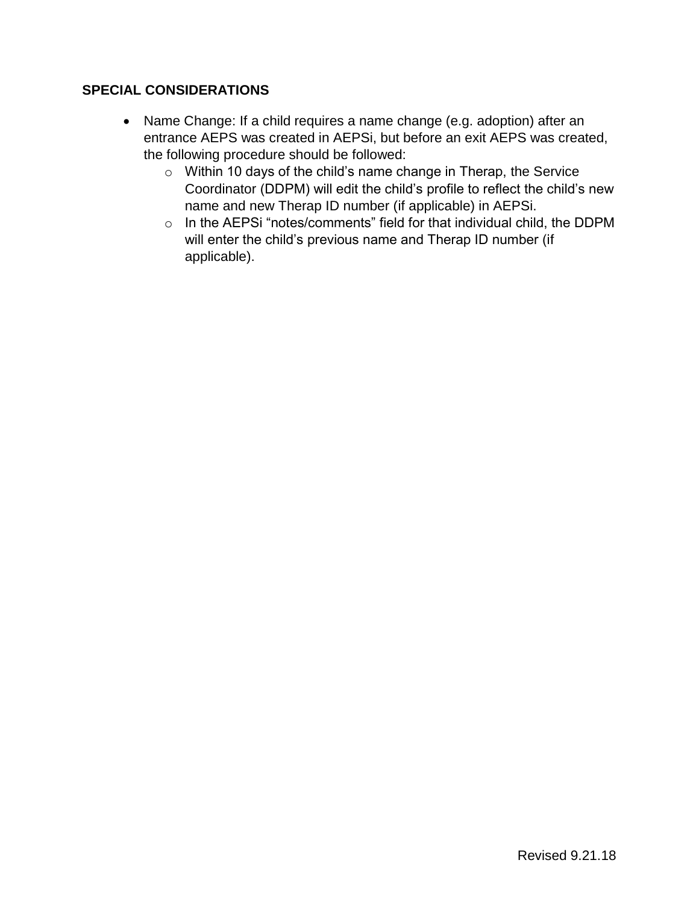## SPECIAL CONSIDERATIONS

- Name Change: If a child requires a name change (e.g. adoption) after an entrance AEPS was created in AEPSi, but before an exit AEPS was created, the following procedure should be followed:
  - Within 10 days of the child's name change in Therap, the Service Coordinator (DDPM) will edit the child's profile to reflect the child's new name and new Therap ID number (if applicable) in AEPSi.
  - In the AEPSi "notes/comments" field for that individual child, the DDPM will enter the child's previous name and Therap ID number (if applicable).

Revised 9.21.18